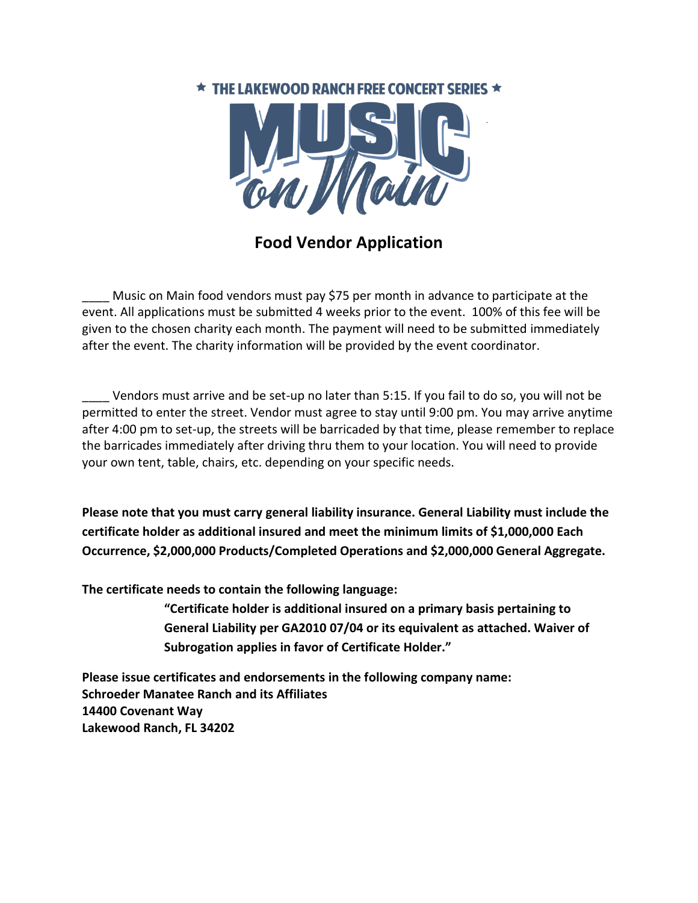★ THE LAKEWOOD RANCH FREE CONCERT SERIES ★

# MUSIC on Main

## Food Vendor Application

____ Music on Main food vendors must pay $75 per month in advance to participate at the event. All applications must be submitted 4 weeks prior to the event. 100% of this fee will be given to the chosen charity each month. The payment will need to be submitted immediately after the event. The charity information will be provided by the event coordinator.

____ Vendors must arrive and be set-up no later than 5:15. If you fail to do so, you will not be permitted to enter the street. Vendor must agree to stay until 9:00 pm. You may arrive anytime after 4:00 pm to set-up, the streets will be barricaded by that time, please remember to replace the barricades immediately after driving thru them to your location. You will need to provide your own tent, table, chairs, etc. depending on your specific needs.

**Please note that you must carry general liability insurance. General Liability must include the certificate holder as additional insured and meet the minimum limits of $1,000,000 Each Occurrence, $2,000,000 Products/Completed Operations and $2,000,000 General Aggregate.**

**The certificate needs to contain the following language:**

> **"Certificate holder is additional insured on a primary basis pertaining to General Liability per GA2010 07/04 or its equivalent as attached. Waiver of Subrogation applies in favor of Certificate Holder."**

**Please issue certificates and endorsements in the following company name:**
**Schroeder Manatee Ranch and its Affiliates**
**14400 Covenant Way**
**Lakewood Ranch, FL 34202**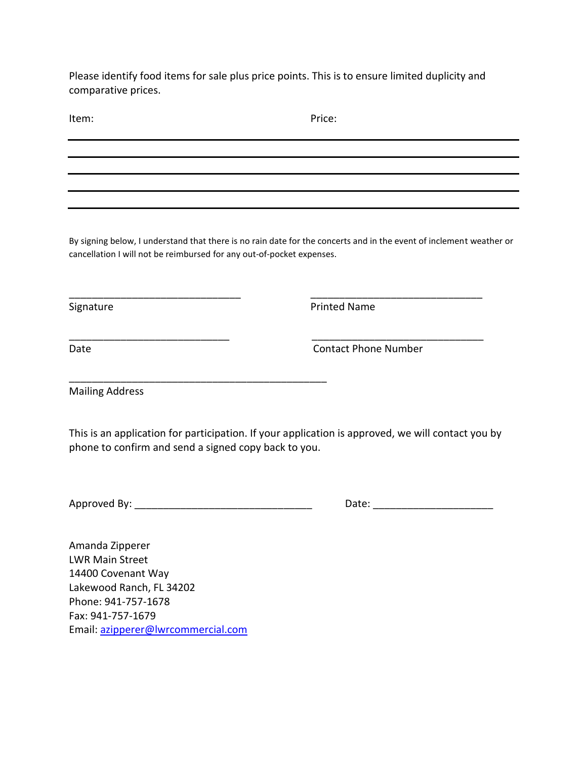Please identify food items for sale plus price points. This is to ensure limited duplicity and comparative prices.

| Item: | Price: |
| --- | --- |
| | |
| | |
| | |
| | |
| | |

By signing below, I understand that there is no rain date for the concerts and in the event of inclement weather or cancellation I will not be reimbursed for any out-of-pocket expenses.

______________________________ Signature

______________________________ Printed Name

____________________________ Date

______________________________ Contact Phone Number

_____________________________________________ Mailing Address

This is an application for participation. If your application is approved, we will contact you by phone to confirm and send a signed copy back to you.

Approved By: _______________________________ Date: _____________________

Amanda Zipperer
LWR Main Street
14400 Covenant Way
Lakewood Ranch, FL 34202
Phone: 941-757-1678
Fax: 941-757-1679
Email: azipperer@lwrcommercial.com